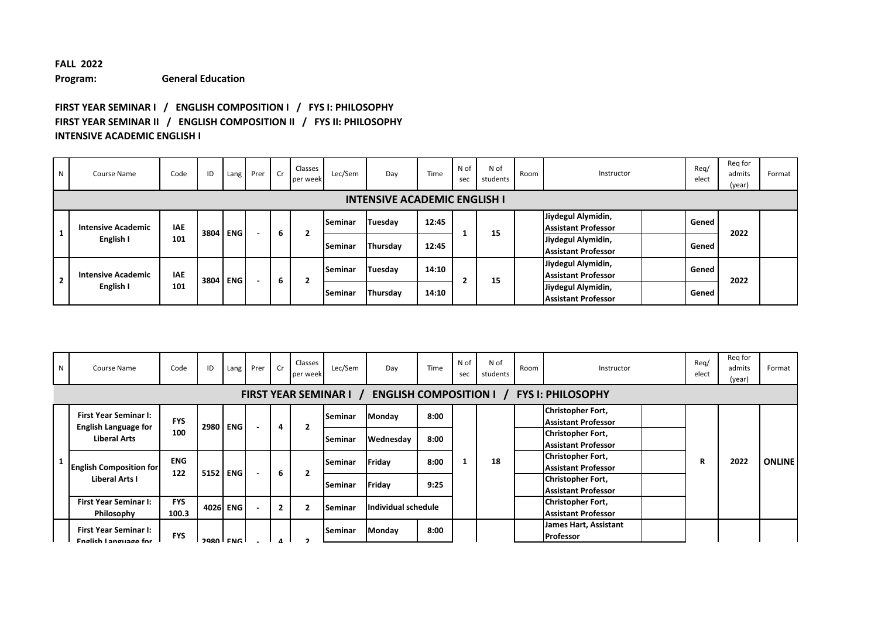**FALL 2022**

**Program: General Education**

**FIRST YEAR SEMINAR I / ENGLISH COMPOSITION I / FYS I: PHILOSOPHY**
**FIRST YEAR SEMINAR II / ENGLISH COMPOSITION II / FYS II: PHILOSOPHY**
**INTENSIVE ACADEMIC ENGLISH I**

| N | Course Name | Code | ID | Lang | Prer | Cr | Classes per week | Lec/Sem | Day | Time | N of sec | N of students | Room | Instructor | | Req/ elect | Req for admits (year) | Format |
|---|---|---|---|---|---|---|---|---|---|---|---|---|---|---|---|---|---|---|
| **INTENSIVE ACADEMIC ENGLISH I** | | | | | | | | | | | | | | | | | | |
| 1 | **Intensive Academic English I** | **IAE 101** | 3804 | ENG | - | 6 | 2 | Seminar | Tuesday | 12:45 | 1 | 15 | | Jiydegul Alymidin, Assistant Professor | | Gened | 2022 | |
| | | | | | | | | Seminar | Thursday | 12:45 | | | | Jiydegul Alymidin, Assistant Professor | | Gened | | |
| 2 | **Intensive Academic English I** | **IAE 101** | 3804 | ENG | - | 6 | 2 | Seminar | Tuesday | 14:10 | 2 | 15 | | Jiydegul Alymidin, Assistant Professor | | Gened | 2022 | |
| | | | | | | | | Seminar | Thursday | 14:10 | | | | Jiydegul Alymidin, Assistant Professor | | Gened | | |

| N | Course Name | Code | ID | Lang | Prer | Cr | Classes per week | Lec/Sem | Day | Time | N of sec | N of students | Room | Instructor | | Req/ elect | Req for admits (year) | Format |
|---|---|---|---|---|---|---|---|---|---|---|---|---|---|---|---|---|---|---|
| **FIRST YEAR SEMINAR I / ENGLISH COMPOSITION I / FYS I: PHILOSOPHY** | | | | | | | | | | | | | | | | | | |
| 1 | **First Year Seminar I: English Language for Liberal Arts** | **FYS 100** | 2980 | ENG | - | 4 | 2 | Seminar | Monday | 8:00 | 1 | 18 | | Christopher Fort, Assistant Professor | | R | 2022 | ONLINE |
| | | | | | | | | Seminar | Wednesday | 8:00 | | | | Christopher Fort, Assistant Professor | | | | |
| | **English Composition for Liberal Arts I** | **ENG 122** | 5152 | ENG | - | 6 | 2 | Seminar | Friday | 8:00 | | | | Christopher Fort, Assistant Professor | | | | |
| | | | | | | | | Seminar | Friday | 9:25 | | | | Christopher Fort, Assistant Professor | | | | |
| | **First Year Seminar I: Philosophy** | **FYS 100.3** | 4026 | ENG | - | 2 | 2 | Seminar | Individual schedule | | | | | Christopher Fort, Assistant Professor | | | | |
| | **First Year Seminar I: English Language for** | **FYS** | 2980 | ENG | - | 4 | 2 | Seminar | Monday | 8:00 | | | | James Hart, Assistant Professor | | | | |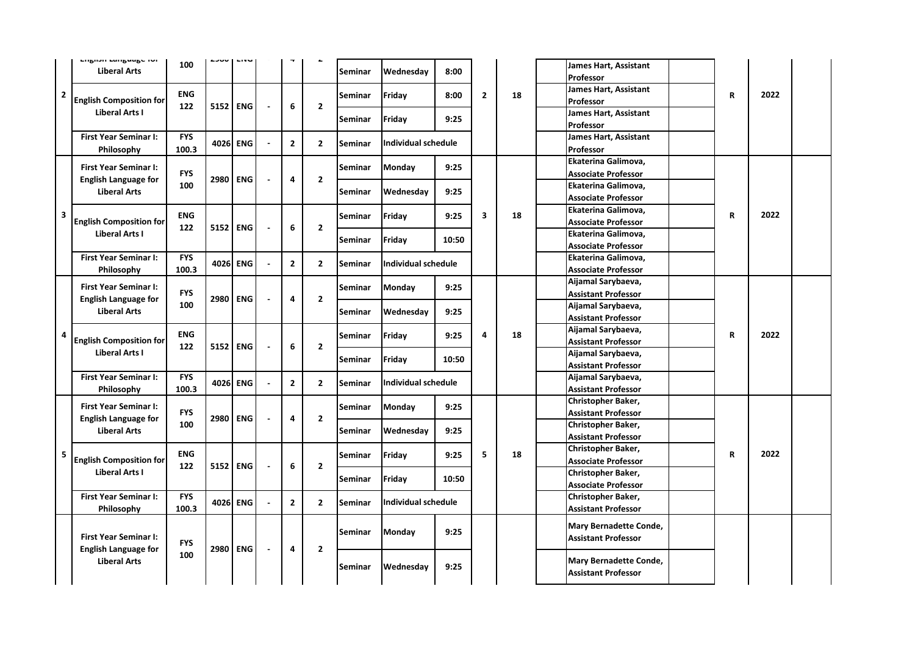| | English Language for Liberal Arts | 100 | 2980 | ENG | | 4 | 2 | Seminar | Wednesday | 8:00 | | | | James Hart, Assistant Professor | | | | |
|---|---|---|---|---|---|---|---|---|---|---|---|---|---|---|---|---|---|---|
| 2 | English Composition for Liberal Arts I | ENG 122 | 5152 | ENG | - | 6 | 2 | Seminar | Friday | 8:00 | 2 | 18 | | James Hart, Assistant Professor | | R | 2022 | |
| | | | | | | | | Seminar | Friday | 9:25 | | | | James Hart, Assistant Professor | | | | |
| | First Year Seminar I: Philosophy | FYS 100.3 | 4026 | ENG | - | 2 | 2 | Seminar | Individual schedule | | | | | James Hart, Assistant Professor | | | | |
| | First Year Seminar I: English Language for Liberal Arts | FYS 100 | 2980 | ENG | - | 4 | 2 | Seminar | Monday | 9:25 | | | | Ekaterina Galimova, Associate Professor | | | | |
| | | | | | | | | Seminar | Wednesday | 9:25 | | | | Ekaterina Galimova, Associate Professor | | | | |
| 3 | English Composition for Liberal Arts I | ENG 122 | 5152 | ENG | - | 6 | 2 | Seminar | Friday | 9:25 | 3 | 18 | | Ekaterina Galimova, Associate Professor | | R | 2022 | |
| | | | | | | | | Seminar | Friday | 10:50 | | | | Ekaterina Galimova, Associate Professor | | | | |
| | First Year Seminar I: Philosophy | FYS 100.3 | 4026 | ENG | - | 2 | 2 | Seminar | Individual schedule | | | | | Ekaterina Galimova, Associate Professor | | | | |
| | First Year Seminar I: English Language for Liberal Arts | FYS 100 | 2980 | ENG | - | 4 | 2 | Seminar | Monday | 9:25 | | | | Aijamal Sarybaeva, Assistant Professor | | | | |
| | | | | | | | | Seminar | Wednesday | 9:25 | | | | Aijamal Sarybaeva, Assistant Professor | | | | |
| 4 | English Composition for Liberal Arts I | ENG 122 | 5152 | ENG | - | 6 | 2 | Seminar | Friday | 9:25 | 4 | 18 | | Aijamal Sarybaeva, Assistant Professor | | R | 2022 | |
| | | | | | | | | Seminar | Friday | 10:50 | | | | Aijamal Sarybaeva, Assistant Professor | | | | |
| | First Year Seminar I: Philosophy | FYS 100.3 | 4026 | ENG | - | 2 | 2 | Seminar | Individual schedule | | | | | Aijamal Sarybaeva, Assistant Professor | | | | |
| | First Year Seminar I: English Language for Liberal Arts | FYS 100 | 2980 | ENG | - | 4 | 2 | Seminar | Monday | 9:25 | | | | Christopher Baker, Assistant Professor | | | | |
| | | | | | | | | Seminar | Wednesday | 9:25 | | | | Christopher Baker, Assistant Professor | | | | |
| 5 | English Composition for Liberal Arts I | ENG 122 | 5152 | ENG | - | 6 | 2 | Seminar | Friday | 9:25 | 5 | 18 | | Christopher Baker, Associate Professor | | R | 2022 | |
| | | | | | | | | Seminar | Friday | 10:50 | | | | Christopher Baker, Associate Professor | | | | |
| | First Year Seminar I: Philosophy | FYS 100.3 | 4026 | ENG | - | 2 | 2 | Seminar | Individual schedule | | | | | Christopher Baker, Assistant Professor | | | | |
| | First Year Seminar I: English Language for Liberal Arts | FYS 100 | 2980 | ENG | - | 4 | 2 | Seminar | Monday | 9:25 | | | | Mary Bernadette Conde, Assistant Professor | | | | |
| | | | | | | | | Seminar | Wednesday | 9:25 | | | | Mary Bernadette Conde, Assistant Professor | | | | |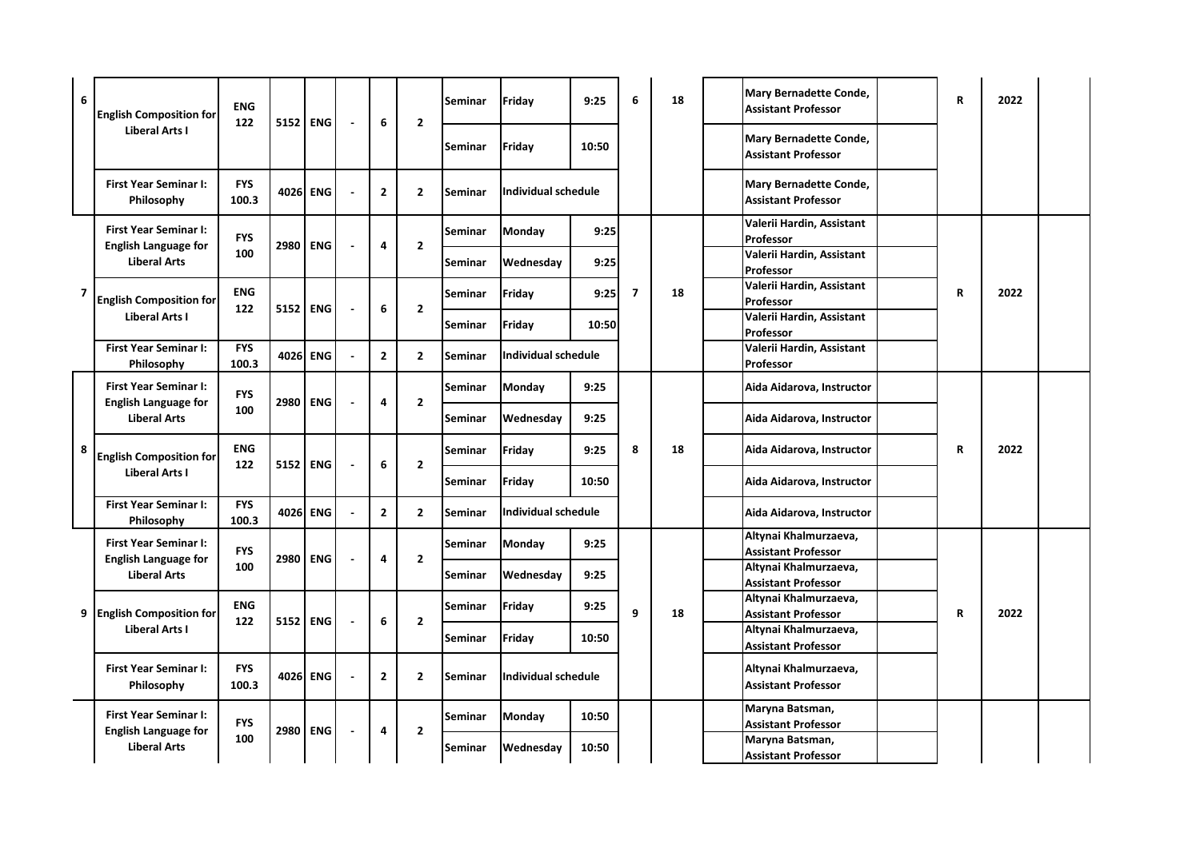| | | | | | | | | | | | | | | | | | | |
|---|---|---|---|---|---|---|---|---|---|---|---|---|---|---|---|---|---|---|
| 6 | English Composition for Liberal Arts I | ENG 122 | 5152 | ENG | - | 6 | 2 | Seminar | Friday | 9:25 | 6 | 18 | | Mary Bernadette Conde, Assistant Professor | | R | 2022 | |
| | | | | | | | | Seminar | Friday | 10:50 | | | | Mary Bernadette Conde, Assistant Professor | | | | |
| | First Year Seminar I: Philosophy | FYS 100.3 | 4026 | ENG | - | 2 | 2 | Seminar | Individual schedule | | | | | Mary Bernadette Conde, Assistant Professor | | | | |
| 7 | First Year Seminar I: English Language for Liberal Arts | FYS 100 | 2980 | ENG | - | 4 | 2 | Seminar | Monday | 9:25 | 7 | 18 | | Valerii Hardin, Assistant Professor | | R | 2022 | |
| | | | | | | | | Seminar | Wednesday | 9:25 | | | | Valerii Hardin, Assistant Professor | | | | |
| | English Composition for Liberal Arts I | ENG 122 | 5152 | ENG | - | 6 | 2 | Seminar | Friday | 9:25 | | | | Valerii Hardin, Assistant Professor | | | | |
| | | | | | | | | Seminar | Friday | 10:50 | | | | Valerii Hardin, Assistant Professor | | | | |
| | First Year Seminar I: Philosophy | FYS 100.3 | 4026 | ENG | - | 2 | 2 | Seminar | Individual schedule | | | | | Valerii Hardin, Assistant Professor | | | | |
| 8 | First Year Seminar I: English Language for Liberal Arts | FYS 100 | 2980 | ENG | - | 4 | 2 | Seminar | Monday | 9:25 | 8 | 18 | | Aida Aidarova, Instructor | | R | 2022 | |
| | | | | | | | | Seminar | Wednesday | 9:25 | | | | Aida Aidarova, Instructor | | | | |
| | English Composition for Liberal Arts I | ENG 122 | 5152 | ENG | - | 6 | 2 | Seminar | Friday | 9:25 | | | | Aida Aidarova, Instructor | | | | |
| | | | | | | | | Seminar | Friday | 10:50 | | | | Aida Aidarova, Instructor | | | | |
| | First Year Seminar I: Philosophy | FYS 100.3 | 4026 | ENG | - | 2 | 2 | Seminar | Individual schedule | | | | | Aida Aidarova, Instructor | | | | |
| 9 | First Year Seminar I: English Language for Liberal Arts | FYS 100 | 2980 | ENG | - | 4 | 2 | Seminar | Monday | 9:25 | 9 | 18 | | Altynai Khalmurzaeva, Assistant Professor | | R | 2022 | |
| | | | | | | | | Seminar | Wednesday | 9:25 | | | | Altynai Khalmurzaeva, Assistant Professor | | | | |
| | English Composition for Liberal Arts I | ENG 122 | 5152 | ENG | - | 6 | 2 | Seminar | Friday | 9:25 | | | | Altynai Khalmurzaeva, Assistant Professor | | | | |
| | | | | | | | | Seminar | Friday | 10:50 | | | | Altynai Khalmurzaeva, Assistant Professor | | | | |
| | First Year Seminar I: Philosophy | FYS 100.3 | 4026 | ENG | - | 2 | 2 | Seminar | Individual schedule | | | | | Altynai Khalmurzaeva, Assistant Professor | | | | |
| | First Year Seminar I: English Language for Liberal Arts | FYS 100 | 2980 | ENG | - | 4 | 2 | Seminar | Monday | 10:50 | | | | Maryna Batsman, Assistant Professor | | | | |
| | | | | | | | | Seminar | Wednesday | 10:50 | | | | Maryna Batsman, Assistant Professor | | | | |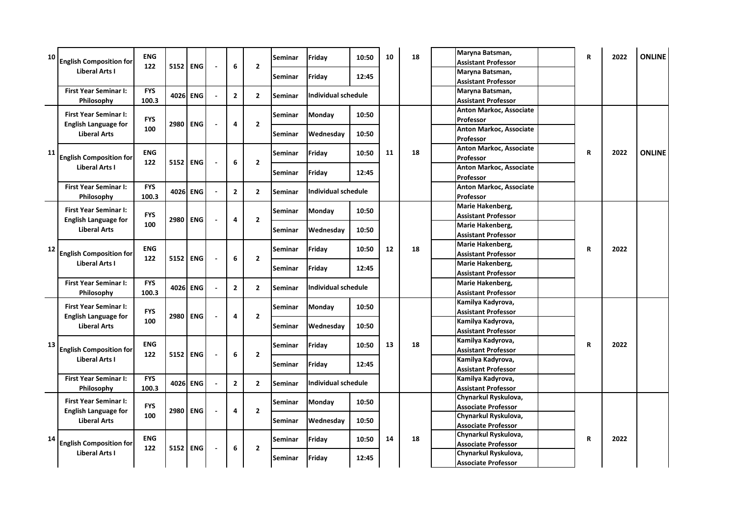| | | | | | | | | | | | | | | | | | |
|---|---|---|---|---|---|---|---|---|---|---|---|---|---|---|---|---|---|
| 10 | English Composition for Liberal Arts I | ENG 122 | 5152 | ENG | - | 6 | 2 | Seminar | Friday | 10:50 | 10 | 18 | | Maryna Batsman, Assistant Professor | | R | 2022 | ONLINE |
| | | | | | | | | Seminar | Friday | 12:45 | | | | Maryna Batsman, Assistant Professor | | | | |
| | First Year Seminar I: Philosophy | FYS 100.3 | 4026 | ENG | - | 2 | 2 | Seminar | Individual schedule | | | | | Maryna Batsman, Assistant Professor | | | | |
| 11 | First Year Seminar I: English Language for Liberal Arts | FYS 100 | 2980 | ENG | - | 4 | 2 | Seminar | Monday | 10:50 | 11 | 18 | | Anton Markoc, Associate Professor | | R | 2022 | ONLINE |
| | | | | | | | | Seminar | Wednesday | 10:50 | | | | Anton Markoc, Associate Professor | | | | |
| | English Composition for Liberal Arts I | ENG 122 | 5152 | ENG | - | 6 | 2 | Seminar | Friday | 10:50 | | | | Anton Markoc, Associate Professor | | | | |
| | | | | | | | | Seminar | Friday | 12:45 | | | | Anton Markoc, Associate Professor | | | | |
| | First Year Seminar I: Philosophy | FYS 100.3 | 4026 | ENG | - | 2 | 2 | Seminar | Individual schedule | | | | | Anton Markoc, Associate Professor | | | | |
| 12 | First Year Seminar I: English Language for Liberal Arts | FYS 100 | 2980 | ENG | - | 4 | 2 | Seminar | Monday | 10:50 | 12 | 18 | | Marie Hakenberg, Assistant Professor | | R | 2022 | |
| | | | | | | | | Seminar | Wednesday | 10:50 | | | | Marie Hakenberg, Assistant Professor | | | | |
| | English Composition for Liberal Arts I | ENG 122 | 5152 | ENG | - | 6 | 2 | Seminar | Friday | 10:50 | | | | Marie Hakenberg, Assistant Professor | | | | |
| | | | | | | | | Seminar | Friday | 12:45 | | | | Marie Hakenberg, Assistant Professor | | | | |
| | First Year Seminar I: Philosophy | FYS 100.3 | 4026 | ENG | - | 2 | 2 | Seminar | Individual schedule | | | | | Marie Hakenberg, Assistant Professor | | | | |
| 13 | First Year Seminar I: English Language for Liberal Arts | FYS 100 | 2980 | ENG | - | 4 | 2 | Seminar | Monday | 10:50 | 13 | 18 | | Kamilya Kadyrova, Assistant Professor | | R | 2022 | |
| | | | | | | | | Seminar | Wednesday | 10:50 | | | | Kamilya Kadyrova, Assistant Professor | | | | |
| | English Composition for Liberal Arts I | ENG 122 | 5152 | ENG | - | 6 | 2 | Seminar | Friday | 10:50 | | | | Kamilya Kadyrova, Assistant Professor | | | | |
| | | | | | | | | Seminar | Friday | 12:45 | | | | Kamilya Kadyrova, Assistant Professor | | | | |
| | First Year Seminar I: Philosophy | FYS 100.3 | 4026 | ENG | - | 2 | 2 | Seminar | Individual schedule | | | | | Kamilya Kadyrova, Assistant Professor | | | | |
| 14 | First Year Seminar I: English Language for Liberal Arts | FYS 100 | 2980 | ENG | - | 4 | 2 | Seminar | Monday | 10:50 | 14 | 18 | | Chynarkul Ryskulova, Associate Professor | | R | 2022 | |
| | | | | | | | | Seminar | Wednesday | 10:50 | | | | Chynarkul Ryskulova, Associate Professor | | | | |
| | English Composition for Liberal Arts I | ENG 122 | 5152 | ENG | - | 6 | 2 | Seminar | Friday | 10:50 | | | | Chynarkul Ryskulova, Associate Professor | | | | |
| | | | | | | | | Seminar | Friday | 12:45 | | | | Chynarkul Ryskulova, Associate Professor | | | | |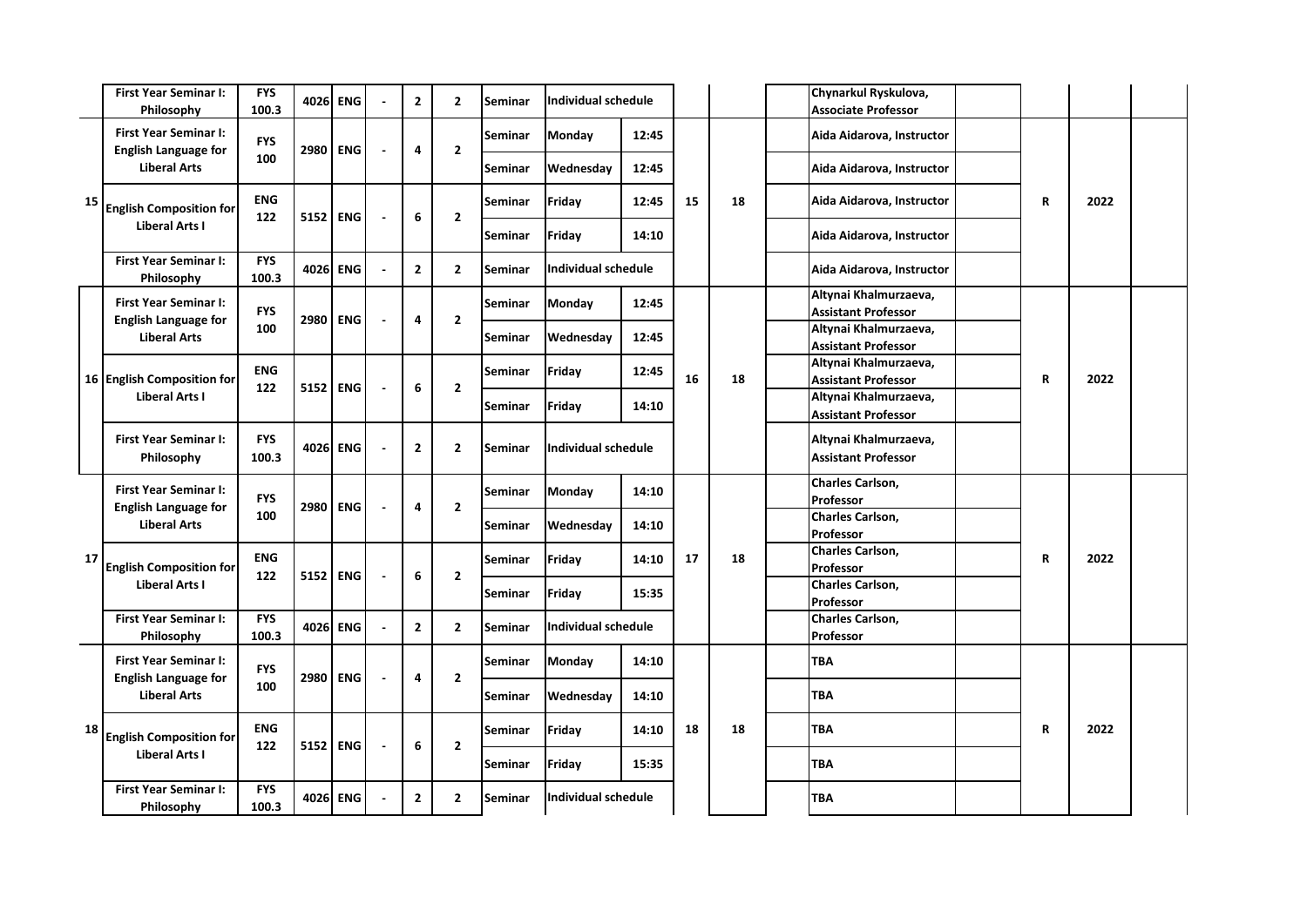| | | | | | | | | | | | | | | | | | | |
|---|---|---|---|---|---|---|---|---|---|---|---|---|---|---|---|---|---|---|
| | First Year Seminar I: Philosophy | FYS 100.3 | 4026 | ENG | - | 2 | 2 | Seminar | Individual schedule | | | | | Chynarkul Ryskulova, Associate Professor | | | | |
| 15 | First Year Seminar I: English Language for Liberal Arts | FYS 100 | 2980 | ENG | - | 4 | 2 | Seminar | Monday | 12:45 | 15 | 18 | | Aida Aidarova, Instructor | | R | 2022 | |
| | | | | | | | | Seminar | Wednesday | 12:45 | | | | Aida Aidarova, Instructor | | | | |
| | English Composition for Liberal Arts I | ENG 122 | 5152 | ENG | - | 6 | 2 | Seminar | Friday | 12:45 | | | | Aida Aidarova, Instructor | | | | |
| | | | | | | | | Seminar | Friday | 14:10 | | | | Aida Aidarova, Instructor | | | | |
| | First Year Seminar I: Philosophy | FYS 100.3 | 4026 | ENG | - | 2 | 2 | Seminar | Individual schedule | | | | | Aida Aidarova, Instructor | | | | |
| 16 | First Year Seminar I: English Language for Liberal Arts | FYS 100 | 2980 | ENG | - | 4 | 2 | Seminar | Monday | 12:45 | 16 | 18 | | Altynai Khalmurzaeva, Assistant Professor | | R | 2022 | |
| | | | | | | | | Seminar | Wednesday | 12:45 | | | | Altynai Khalmurzaeva, Assistant Professor | | | | |
| | English Composition for Liberal Arts I | ENG 122 | 5152 | ENG | - | 6 | 2 | Seminar | Friday | 12:45 | | | | Altynai Khalmurzaeva, Assistant Professor | | | | |
| | | | | | | | | Seminar | Friday | 14:10 | | | | Altynai Khalmurzaeva, Assistant Professor | | | | |
| | First Year Seminar I: Philosophy | FYS 100.3 | 4026 | ENG | - | 2 | 2 | Seminar | Individual schedule | | | | | Altynai Khalmurzaeva, Assistant Professor | | | | |
| 17 | First Year Seminar I: English Language for Liberal Arts | FYS 100 | 2980 | ENG | - | 4 | 2 | Seminar | Monday | 14:10 | 17 | 18 | | Charles Carlson, Professor | | R | 2022 | |
| | | | | | | | | Seminar | Wednesday | 14:10 | | | | Charles Carlson, Professor | | | | |
| | English Composition for Liberal Arts I | ENG 122 | 5152 | ENG | - | 6 | 2 | Seminar | Friday | 14:10 | | | | Charles Carlson, Professor | | | | |
| | | | | | | | | Seminar | Friday | 15:35 | | | | Charles Carlson, Professor | | | | |
| | First Year Seminar I: Philosophy | FYS 100.3 | 4026 | ENG | - | 2 | 2 | Seminar | Individual schedule | | | | | Charles Carlson, Professor | | | | |
| 18 | First Year Seminar I: English Language for Liberal Arts | FYS 100 | 2980 | ENG | - | 4 | 2 | Seminar | Monday | 14:10 | 18 | 18 | | TBA | | R | 2022 | |
| | | | | | | | | Seminar | Wednesday | 14:10 | | | | TBA | | | | |
| | English Composition for Liberal Arts I | ENG 122 | 5152 | ENG | - | 6 | 2 | Seminar | Friday | 14:10 | | | | TBA | | | | |
| | | | | | | | | Seminar | Friday | 15:35 | | | | TBA | | | | |
| | First Year Seminar I: Philosophy | FYS 100.3 | 4026 | ENG | - | 2 | 2 | Seminar | Individual schedule | | | | | TBA | | | | |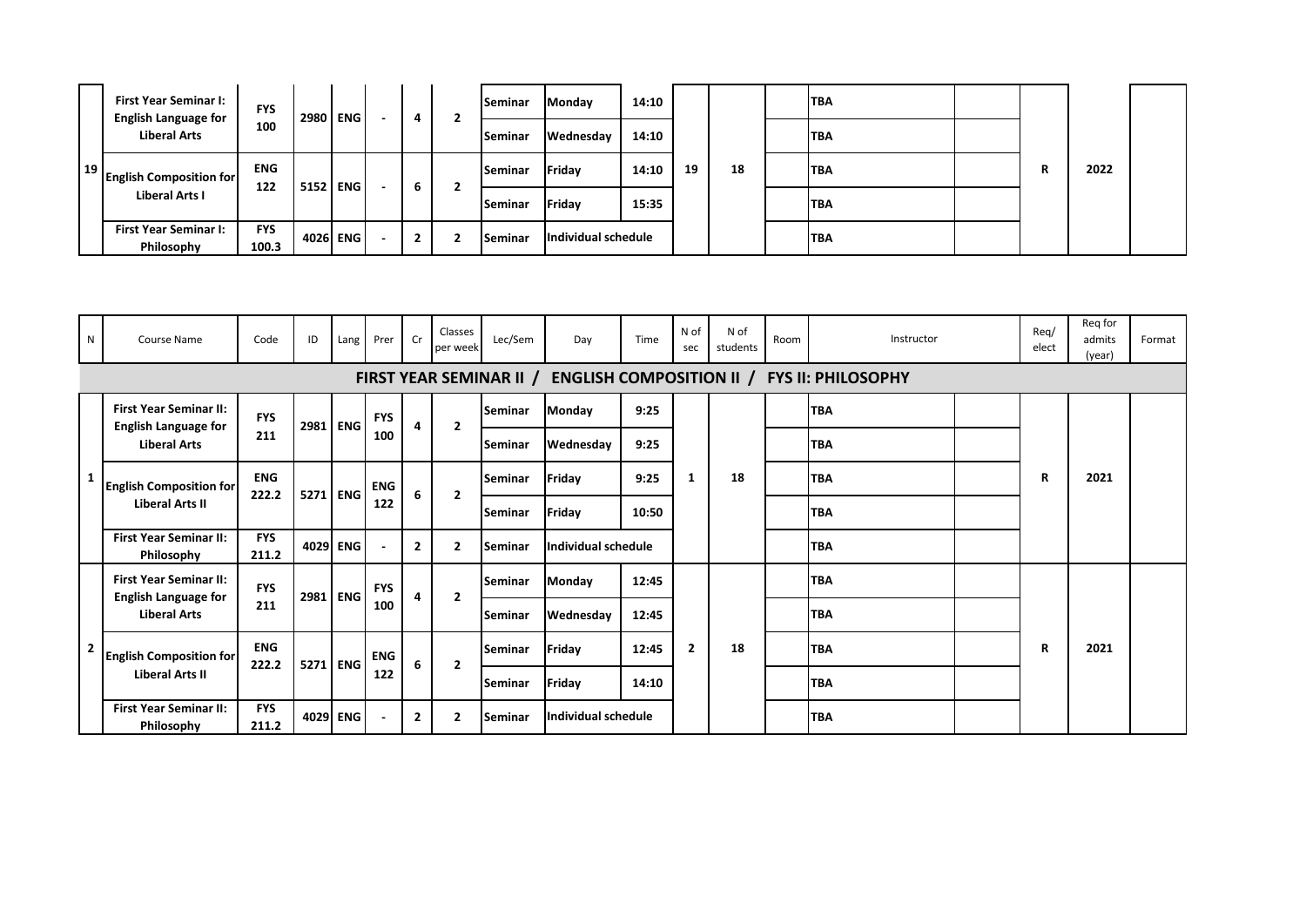| | | | | | | | | | | | | | | | | | | |
|---|---|---|---|---|---|---|---|---|---|---|---|---|---|---|---|---|---|---|
| 19 | First Year Seminar I: English Language for Liberal Arts | FYS 100 | 2980 | ENG | - | 4 | 2 | Seminar | Monday | 14:10 | 19 | 18 | | TBA | | R | 2022 | |
| | | | | | | | | Seminar | Wednesday | 14:10 | | | | TBA | | | | |
| | English Composition for Liberal Arts I | ENG 122 | 5152 | ENG | - | 6 | 2 | Seminar | Friday | 14:10 | | | | TBA | | | | |
| | | | | | | | | Seminar | Friday | 15:35 | | | | TBA | | | | |
| | First Year Seminar I: Philosophy | FYS 100.3 | 4026 | ENG | - | 2 | 2 | Seminar | Individual schedule | | | | | TBA | | | | |

| N | Course Name | Code | ID | Lang | Prer | Cr | Classes per week | Lec/Sem | Day | Time | N of sec | N of students | Room | Instructor | | Req/ elect | Req for admits (year) | Format |
|---|---|---|---|---|---|---|---|---|---|---|---|---|---|---|---|---|---|---|
| **FIRST YEAR SEMINAR II / ENGLISH COMPOSITION II / FYS II: PHILOSOPHY** | | | | | | | | | | | | | | | | | | |
| 1 | First Year Seminar II: English Language for Liberal Arts | FYS 211 | 2981 | ENG | FYS 100 | 4 | 2 | Seminar | Monday | 9:25 | 1 | 18 | | TBA | | R | 2021 | |
| | | | | | | | | Seminar | Wednesday | 9:25 | | | | TBA | | | | |
| | English Composition for Liberal Arts II | ENG 222.2 | 5271 | ENG | ENG 122 | 6 | 2 | Seminar | Friday | 9:25 | | | | TBA | | | | |
| | | | | | | | | Seminar | Friday | 10:50 | | | | TBA | | | | |
| | First Year Seminar II: Philosophy | FYS 211.2 | 4029 | ENG | - | 2 | 2 | Seminar | Individual schedule | | | | | TBA | | | | |
| 2 | First Year Seminar II: English Language for Liberal Arts | FYS 211 | 2981 | ENG | FYS 100 | 4 | 2 | Seminar | Monday | 12:45 | 2 | 18 | | TBA | | R | 2021 | |
| | | | | | | | | Seminar | Wednesday | 12:45 | | | | TBA | | | | |
| | English Composition for Liberal Arts II | ENG 222.2 | 5271 | ENG | ENG 122 | 6 | 2 | Seminar | Friday | 12:45 | | | | TBA | | | | |
| | | | | | | | | Seminar | Friday | 14:10 | | | | TBA | | | | |
| | First Year Seminar II: Philosophy | FYS 211.2 | 4029 | ENG | - | 2 | 2 | Seminar | Individual schedule | | | | | TBA | | | | |